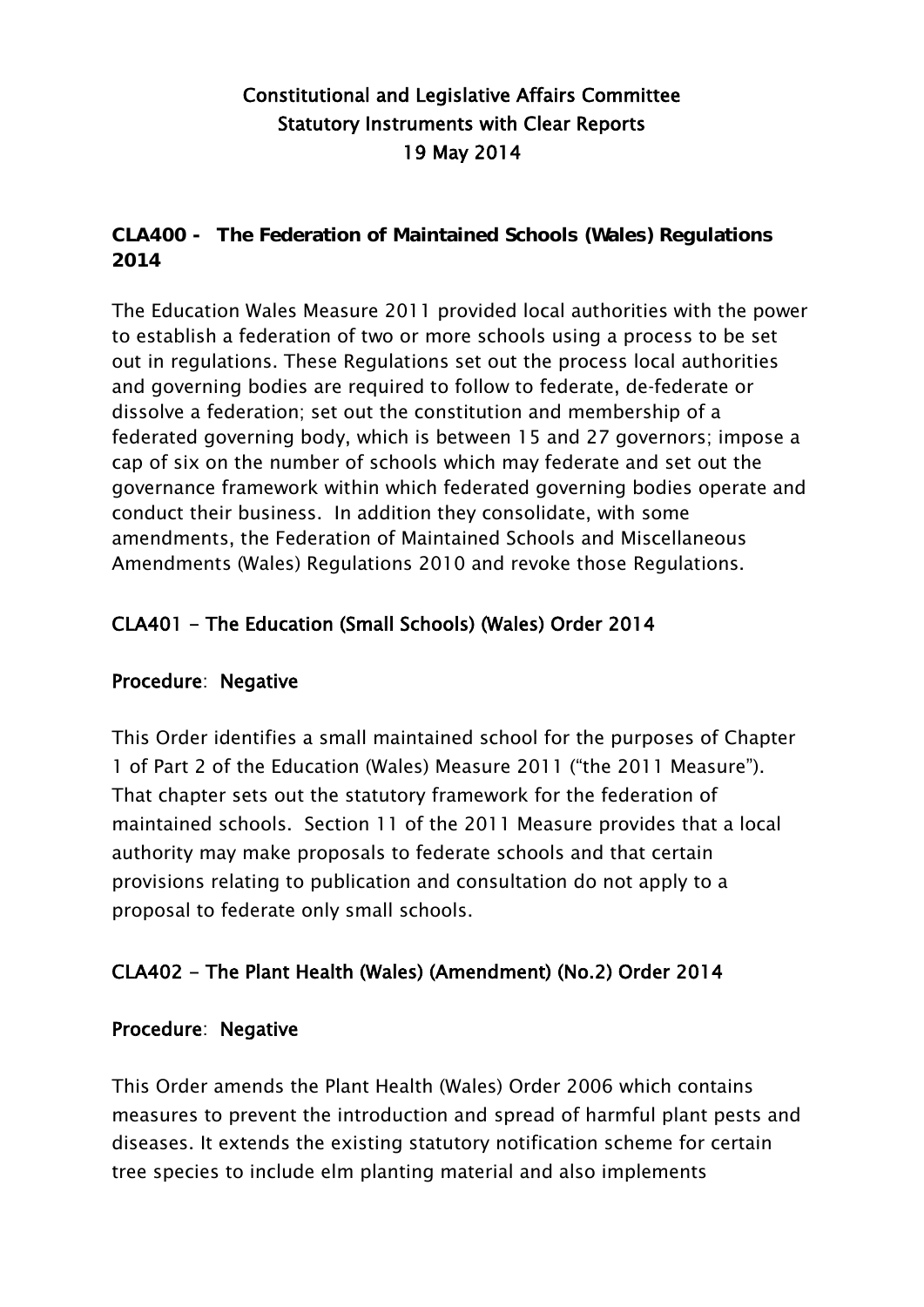# Constitutional and Legislative Affairs Committee
# Statutory Instruments with Clear Reports
# 19 May 2014

## CLA400 - The Federation of Maintained Schools (Wales) Regulations 2014

The Education Wales Measure 2011 provided local authorities with the power to establish a federation of two or more schools using a process to be set out in regulations. These Regulations set out the process local authorities and governing bodies are required to follow to federate, de-federate or dissolve a federation; set out the constitution and membership of a federated governing body, which is between 15 and 27 governors; impose a cap of six on the number of schools which may federate and set out the governance framework within which federated governing bodies operate and conduct their business. In addition they consolidate, with some amendments, the Federation of Maintained Schools and Miscellaneous Amendments (Wales) Regulations 2010 and revoke those Regulations.

## CLA401 - The Education (Small Schools) (Wales) Order 2014

**Procedure**: **Negative**

This Order identifies a small maintained school for the purposes of Chapter 1 of Part 2 of the Education (Wales) Measure 2011 ("the 2011 Measure"). That chapter sets out the statutory framework for the federation of maintained schools. Section 11 of the 2011 Measure provides that a local authority may make proposals to federate schools and that certain provisions relating to publication and consultation do not apply to a proposal to federate only small schools.

## CLA402 - The Plant Health (Wales) (Amendment) (No.2) Order 2014

**Procedure**: **Negative**

This Order amends the Plant Health (Wales) Order 2006 which contains measures to prevent the introduction and spread of harmful plant pests and diseases. It extends the existing statutory notification scheme for certain tree species to include elm planting material and also implements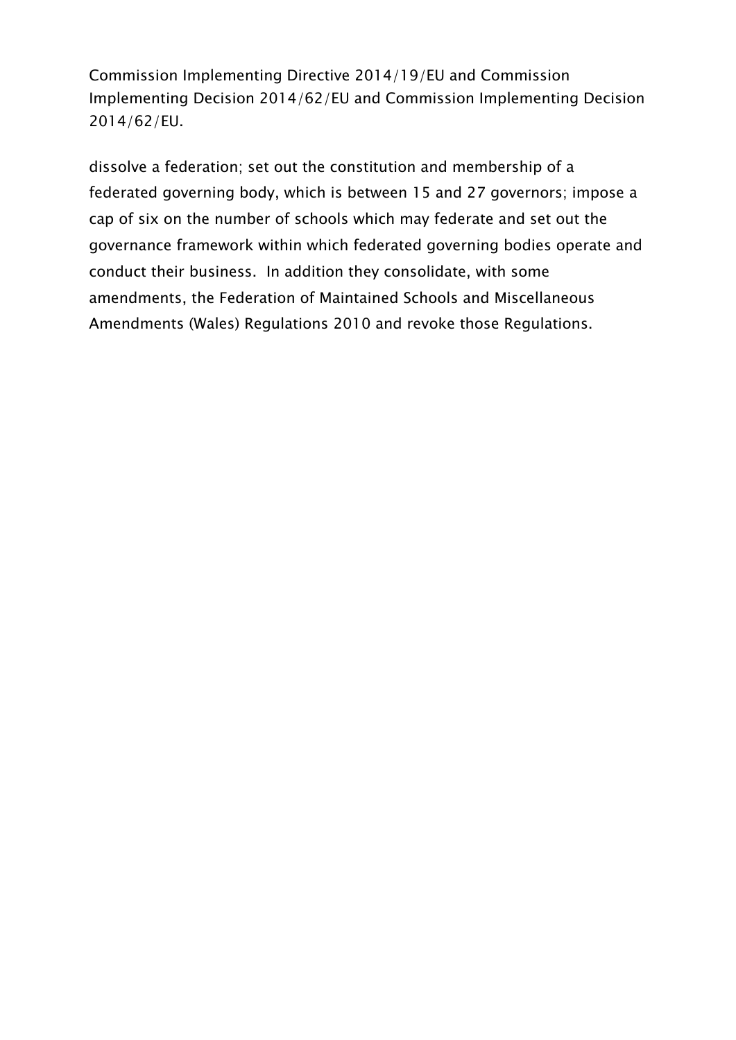Commission Implementing Directive 2014/19/EU and Commission Implementing Decision 2014/62/EU and Commission Implementing Decision 2014/62/EU.

dissolve a federation; set out the constitution and membership of a federated governing body, which is between 15 and 27 governors; impose a cap of six on the number of schools which may federate and set out the governance framework within which federated governing bodies operate and conduct their business. In addition they consolidate, with some amendments, the Federation of Maintained Schools and Miscellaneous Amendments (Wales) Regulations 2010 and revoke those Regulations.